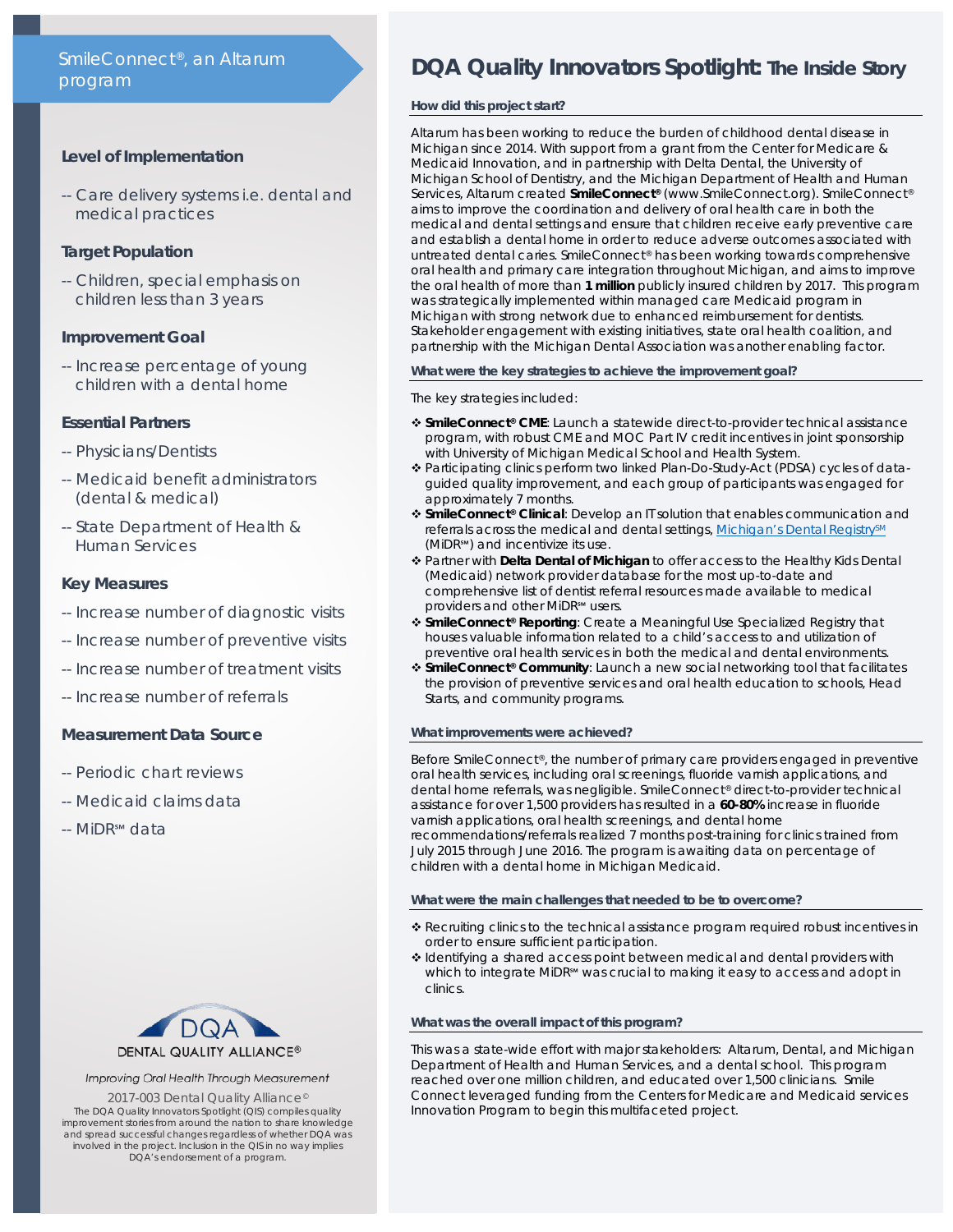SmileConnect®, an Altarum program

### Level of Implementation

-- Care delivery systems i.e. dental and medical practices

### Target Population

-- Children, special emphasis on children less than 3 years

### Improvement Goal

-- Increase percentage of young children with a dental home

### Essential Partners

-- Physicians/Dentists

-- Medicaid benefit administrators (dental & medical)

-- State Department of Health & Human Services

### Key Measures

-- Increase number of diagnostic visits

-- Increase number of preventive visits

-- Increase number of treatment visits

-- Increase number of referrals

### Measurement Data Source

-- Periodic chart reviews

-- Medicaid claims data

-- MiDR℠ data

DENTAL QUALITY ALLIANCE®

*Improving Oral Health Through Measurement*

2017-003 Dental Quality Alliance©

The DQA Quality Innovators Spotlight (QIS) compiles quality improvement stories from around the nation to share knowledge and spread successful changes regardless of whether DQA was involved in the project. Inclusion in the QIS in no way implies DQA's endorsement of a program.

# DQA Quality Innovators Spotlight: The Inside Story

#### How did this project start?

Altarum has been working to reduce the burden of childhood dental disease in Michigan since 2014. With support from a grant from the Center for Medicare & Medicaid Innovation, and in partnership with Delta Dental, the University of Michigan School of Dentistry, and the Michigan Department of Health and Human Services, Altarum created **SmileConnect®** (www.SmileConnect.org). SmileConnect® aims to improve the coordination and delivery of oral health care in both the medical and dental settings and ensure that children receive early preventive care and establish a dental home in order to reduce adverse outcomes associated with untreated dental caries. SmileConnect® has been working towards comprehensive oral health and primary care integration throughout Michigan, and aims to improve the oral health of more than **1 million** publicly insured children by 2017. This program was strategically implemented within managed care Medicaid program in Michigan with strong network due to enhanced reimbursement for dentists. Stakeholder engagement with existing initiatives, state oral health coalition, and partnership with the Michigan Dental Association was another enabling factor.

#### What were the key strategies to achieve the improvement goal?

The key strategies included:

- **SmileConnect® CME**: Launch a statewide direct-to-provider technical assistance program, with robust CME and MOC Part IV credit incentives in joint sponsorship with University of Michigan Medical School and Health System.
- Participating clinics perform two linked Plan-Do-Study-Act (PDSA) cycles of data-guided quality improvement, and each group of participants was engaged for approximately 7 months.
- **SmileConnect® Clinical**: Develop an IT solution that enables communication and referrals across the medical and dental settings, Michigan's Dental Registry℠ (MiDR℠) and incentivize its use.
- Partner with **Delta Dental of Michigan** to offer access to the Healthy Kids Dental (Medicaid) network provider database for the most up-to-date and comprehensive list of dentist referral resources made available to medical providers and other MiDR℠ users.
- **SmileConnect® Reporting**: Create a Meaningful Use Specialized Registry that houses valuable information related to a child's access to and utilization of preventive oral health services in both the medical and dental environments.
- **SmileConnect® Community**: Launch a new social networking tool that facilitates the provision of preventive services and oral health education to schools, Head Starts, and community programs.

#### What improvements were achieved?

Before SmileConnect®, the number of primary care providers engaged in preventive oral health services, including oral screenings, fluoride varnish applications, and dental home referrals, was negligible. SmileConnect® direct-to-provider technical assistance for over 1,500 providers has resulted in a **60-80%** increase in fluoride varnish applications, oral health screenings, and dental home recommendations/referrals realized 7 months post-training for clinics trained from July 2015 through June 2016. The program is awaiting data on percentage of children with a dental home in Michigan Medicaid.

#### What were the main challenges that needed to be to overcome?

- Recruiting clinics to the technical assistance program required robust incentives in order to ensure sufficient participation.
- Identifying a shared access point between medical and dental providers with which to integrate MiDR℠ was crucial to making it easy to access and adopt in clinics.

#### What was the overall impact of this program?

This was a state-wide effort with major stakeholders: Altarum, Dental, and Michigan Department of Health and Human Services, and a dental school. This program reached over one million children, and educated over 1,500 clinicians. Smile Connect leveraged funding from the Centers for Medicare and Medicaid services Innovation Program to begin this multifaceted project.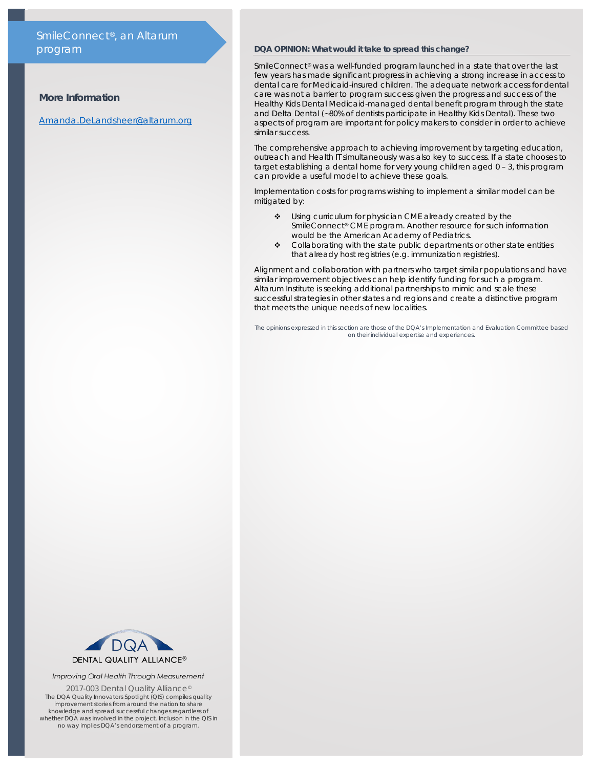SmileConnect®, an Altarum program

**More Information**

Amanda.DeLandsheer@altarum.org

**DQA OPINION: What would it take to spread this change?**

SmileConnect® was a well-funded program launched in a state that over the last few years has made significant progress in achieving a strong increase in access to dental care for Medicaid-insured children. The adequate network access for dental care was not a barrier to program success given the progress and success of the Healthy Kids Dental Medicaid-managed dental benefit program through the state and Delta Dental (~80% of dentists participate in Healthy Kids Dental). These two aspects of program are important for policy makers to consider in order to achieve similar success.

The comprehensive approach to achieving improvement by targeting education, outreach and Health IT simultaneously was also key to success. If a state chooses to target establishing a dental home for very young children aged 0 – 3, this program can provide a useful model to achieve these goals.

Implementation costs for programs wishing to implement a similar model can be mitigated by:

- Using curriculum for physician CME already created by the SmileConnect® CME program. Another resource for such information would be the American Academy of Pediatrics.
- Collaborating with the state public departments or other state entities that already host registries (e.g. immunization registries).

Alignment and collaboration with partners who target similar populations and have similar improvement objectives can help identify funding for such a program. Altarum Institute is seeking additional partnerships to mimic and scale these successful strategies in other states and regions and create a distinctive program that meets the unique needs of new localities.

*The opinions expressed in this section are those of the DQA's Implementation and Evaluation Committee based on their individual expertise and experiences.*

DQA DENTAL QUALITY ALLIANCE®

*Improving Oral Health Through Measurement*

2017-003 Dental Quality Alliance©

The DQA Quality Innovators Spotlight (QIS) compiles quality improvement stories from around the nation to share knowledge and spread successful changes regardless of whether DQA was involved in the project. Inclusion in the QIS in no way implies DQA's endorsement of a program.